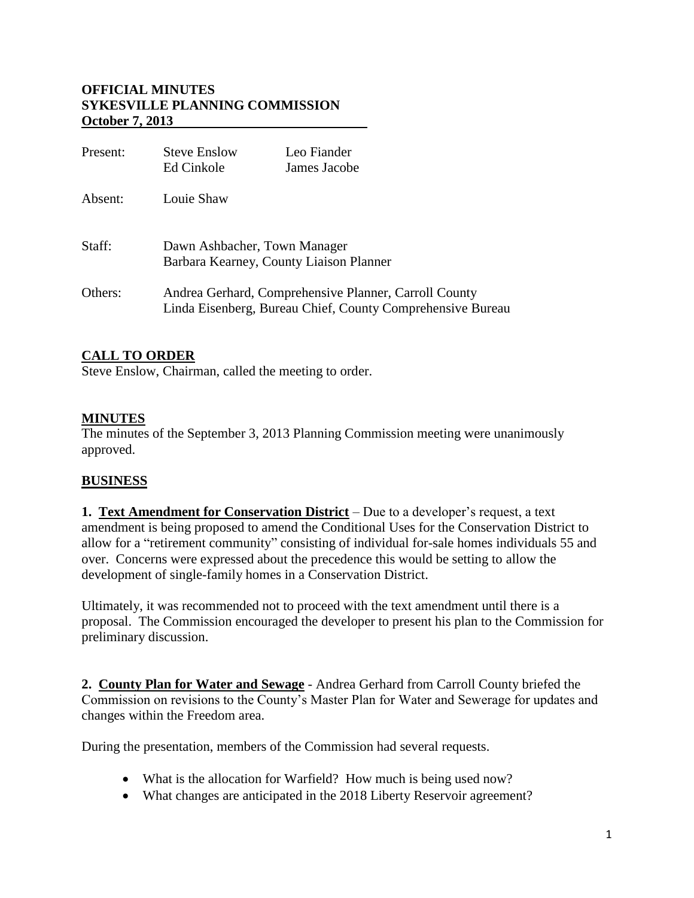# OFFICIAL MINUTES
# SYKESVILLE PLANNING COMMISSION
# October 7, 2013

| | | |
|---|---|---|
| Present: | Steve Enslow | Leo Fiander |
| | Ed Cinkole | James Jacobe |
| Absent: | Louie Shaw | |
| Staff: | Dawn Ashbacher, Town Manager | |
| | Barbara Kearney, County Liaison Planner | |
| Others: | Andrea Gerhard, Comprehensive Planner, Carroll County | |
| | Linda Eisenberg, Bureau Chief, County Comprehensive Bureau | |

## CALL TO ORDER

Steve Enslow, Chairman, called the meeting to order.

## MINUTES

The minutes of the September 3, 2013 Planning Commission meeting were unanimously approved.

## BUSINESS

**1. Text Amendment for Conservation District** – Due to a developer's request, a text amendment is being proposed to amend the Conditional Uses for the Conservation District to allow for a "retirement community" consisting of individual for-sale homes individuals 55 and over. Concerns were expressed about the precedence this would be setting to allow the development of single-family homes in a Conservation District.

Ultimately, it was recommended not to proceed with the text amendment until there is a proposal. The Commission encouraged the developer to present his plan to the Commission for preliminary discussion.

**2. County Plan for Water and Sewage** - Andrea Gerhard from Carroll County briefed the Commission on revisions to the County's Master Plan for Water and Sewerage for updates and changes within the Freedom area.

During the presentation, members of the Commission had several requests.

- What is the allocation for Warfield? How much is being used now?
- What changes are anticipated in the 2018 Liberty Reservoir agreement?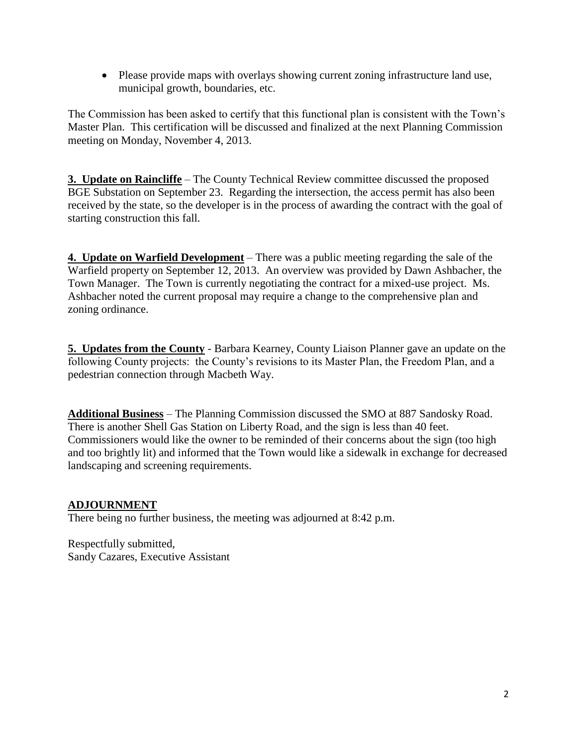- Please provide maps with overlays showing current zoning infrastructure land use, municipal growth, boundaries, etc.

The Commission has been asked to certify that this functional plan is consistent with the Town's Master Plan. This certification will be discussed and finalized at the next Planning Commission meeting on Monday, November 4, 2013.

**3. Update on Raincliffe** – The County Technical Review committee discussed the proposed BGE Substation on September 23. Regarding the intersection, the access permit has also been received by the state, so the developer is in the process of awarding the contract with the goal of starting construction this fall.

**4. Update on Warfield Development** – There was a public meeting regarding the sale of the Warfield property on September 12, 2013. An overview was provided by Dawn Ashbacher, the Town Manager. The Town is currently negotiating the contract for a mixed-use project. Ms. Ashbacher noted the current proposal may require a change to the comprehensive plan and zoning ordinance.

**5. Updates from the County** - Barbara Kearney, County Liaison Planner gave an update on the following County projects: the County's revisions to its Master Plan, the Freedom Plan, and a pedestrian connection through Macbeth Way.

**Additional Business** – The Planning Commission discussed the SMO at 887 Sandosky Road. There is another Shell Gas Station on Liberty Road, and the sign is less than 40 feet. Commissioners would like the owner to be reminded of their concerns about the sign (too high and too brightly lit) and informed that the Town would like a sidewalk in exchange for decreased landscaping and screening requirements.

**ADJOURNMENT**

There being no further business, the meeting was adjourned at 8:42 p.m.

Respectfully submitted,
Sandy Cazares, Executive Assistant